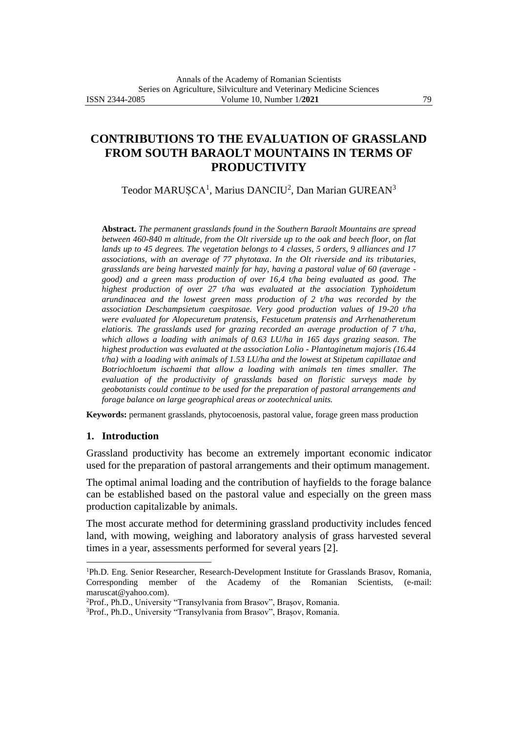# CONTRIBUTIONS TO THE EVALUATION OF GRASSLAND FROM SOUTH BARAOLT MOUNTAINS IN TERMS OF PRODUCTIVITY

Teodor MARUȘCA[1], Marius DANCIU[2], Dan Marian GUREAN[3]

**Abstract.** *The permanent grasslands found in the Southern Baraolt Mountains are spread between 460-840 m altitude, from the Olt riverside up to the oak and beech floor, on flat lands up to 45 degrees. The vegetation belongs to 4 classes, 5 orders, 9 alliances and 17 associations, with an average of 77 phytotaxa. In the Olt riverside and its tributaries, grasslands are being harvested mainly for hay, having a pastoral value of 60 (average - good) and a green mass production of over 16,4 t/ha being evaluated as good. The highest production of over 27 t/ha was evaluated at the association Typhoidetum arundinacea and the lowest green mass production of 2 t/ha was recorded by the association Deschampsietum caespitosae. Very good production values of 19-20 t/ha were evaluated for Alopecuretum pratensis, Festucetum pratensis and Arrhenatheretum elatioris. The grasslands used for grazing recorded an average production of 7 t/ha, which allows a loading with animals of 0.63 LU/ha in 165 days grazing season. The highest production was evaluated at the association Lolio - Plantaginetum majoris (16.44 t/ha) with a loading with animals of 1.53 LU/ha and the lowest at Stipetum capillatae and Botriochloetum ischaemi that allow a loading with animals ten times smaller. The evaluation of the productivity of grasslands based on floristic surveys made by geobotanists could continue to be used for the preparation of pastoral arrangements and forage balance on large geographical areas or zootechnical units.*

**Keywords:** permanent grasslands, phytocoenosis, pastoral value, forage green mass production

## 1. Introduction

Grassland productivity has become an extremely important economic indicator used for the preparation of pastoral arrangements and their optimum management.

The optimal animal loading and the contribution of hayfields to the forage balance can be established based on the pastoral value and especially on the green mass production capitalizable by animals.

The most accurate method for determining grassland productivity includes fenced land, with mowing, weighing and laboratory analysis of grass harvested several times in a year, assessments performed for several years [2].

---

[1]Ph.D. Eng. Senior Researcher, Research-Development Institute for Grasslands Brasov, Romania, Corresponding member of the Academy of the Romanian Scientists, (e-mail: maruscat@yahoo.com).

[2]Prof., Ph.D., University "Transylvania from Brasov", Brașov, Romania.

[3]Prof., Ph.D., University "Transylvania from Brasov", Brașov, Romania.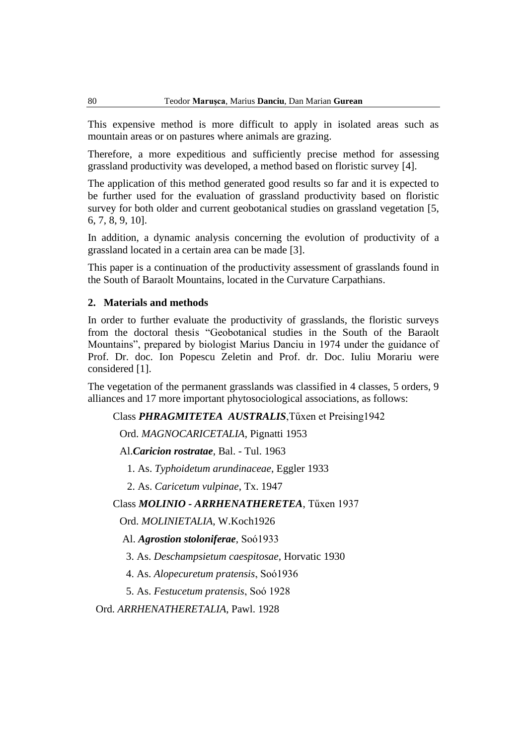This expensive method is more difficult to apply in isolated areas such as mountain areas or on pastures where animals are grazing.

Therefore, a more expeditious and sufficiently precise method for assessing grassland productivity was developed, a method based on floristic survey [4].

The application of this method generated good results so far and it is expected to be further used for the evaluation of grassland productivity based on floristic survey for both older and current geobotanical studies on grassland vegetation [5, 6, 7, 8, 9, 10].

In addition, a dynamic analysis concerning the evolution of productivity of a grassland located in a certain area can be made [3].

This paper is a continuation of the productivity assessment of grasslands found in the South of Baraolt Mountains, located in the Curvature Carpathians.

## 2. Materials and methods

In order to further evaluate the productivity of grasslands, the floristic surveys from the doctoral thesis "Geobotanical studies in the South of the Baraolt Mountains", prepared by biologist Marius Danciu in 1974 under the guidance of Prof. Dr. doc. Ion Popescu Zeletin and Prof. dr. Doc. Iuliu Morariu were considered [1].

The vegetation of the permanent grasslands was classified in 4 classes, 5 orders, 9 alliances and 17 more important phytosociological associations, as follows:

Class ***PHRAGMITETEA AUSTRALIS***,Tűxen et Preising1942

Ord. *MAGNOCARICETALIA*, Pignatti 1953

Al.***Caricion rostratae***, Bal. - Tul. 1963

1. As. *Typhoidetum arundinaceae*, Eggler 1933
2. As. *Caricetum vulpinae*, Tx. 1947

Class ***MOLINIO - ARRHENATHERETEA***, Tűxen 1937

Ord. *MOLINIETALIA*, W.Koch1926

Al. ***Agrostion stoloniferae***, Soó1933

3. As. *Deschampsietum caespitosae*, Horvatic 1930
4. As. *Alopecuretum pratensis*, Soó1936
5. As. *Festucetum pratensis*, Soó 1928

Ord. *ARRHENATHERETALIA*, Pawl. 1928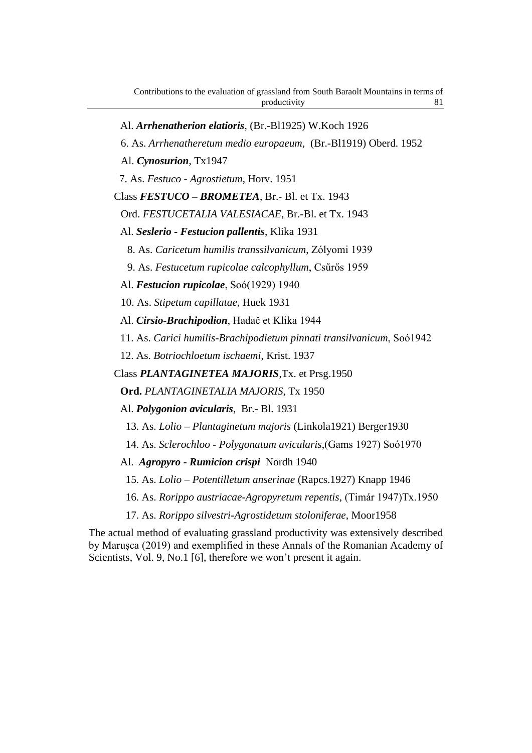Al. ***Arrhenatherion elatioris***, (Br.-Bl1925) W.Koch 1926

6. As. *Arrhenatheretum medio europaeum*, (Br.-Bl1919) Oberd. 1952

Al. ***Cynosurion***, Tx1947

7. As. *Festuco - Agrostietum*, Horv. 1951

Class ***FESTUCO – BROMETEA***, Br.- Bl. et Tx. 1943

Ord. *FESTUCETALIA VALESIACAE*, Br.-Bl. et Tx. 1943

Al. ***Seslerio - Festucion pallentis***, Klika 1931

8. As. *Caricetum humilis transsilvanicum*, Zólyomi 1939

9. As. *Festucetum rupicolae calcophyllum*, Csűrős 1959

Al. ***Festucion rupicolae***, Soó(1929) 1940

10. As. *Stipetum capillatae*, Huek 1931

Al. ***Cirsio-Brachipodion***, Hadač et Klika 1944

11. As. *Carici humilis-Brachipodietum pinnati transilvanicum*, Soó1942

12. As. *Botriochloetum ischaemi*, Krist. 1937

Class ***PLANTAGINETEA MAJORIS***,Tx. et Prsg.1950

**Ord.** *PLANTAGINETALIA MAJORIS*, Tx 1950

Al. ***Polygonion avicularis***, Br.- Bl. 1931

13. As. *Lolio – Plantaginetum majoris* (Linkola1921) Berger1930

14. As. *Sclerochloo - Polygonatum avicularis*,(Gams 1927) Soó1970

Al. ***Agropyro - Rumicion crispi*** Nordh 1940

15. As. *Lolio – Potentilletum anserinae* (Rapcs.1927) Knapp 1946

16. As. *Rorippo austriacae-Agropyretum repentis*, (Timár 1947)Tx.1950

17. As. *Rorippo silvestri-Agrostidetum stoloniferae*, Moor1958

The actual method of evaluating grassland productivity was extensively described by Marușca (2019) and exemplified in these Annals of the Romanian Academy of Scientists, Vol. 9, No.1 [6], therefore we won't present it again.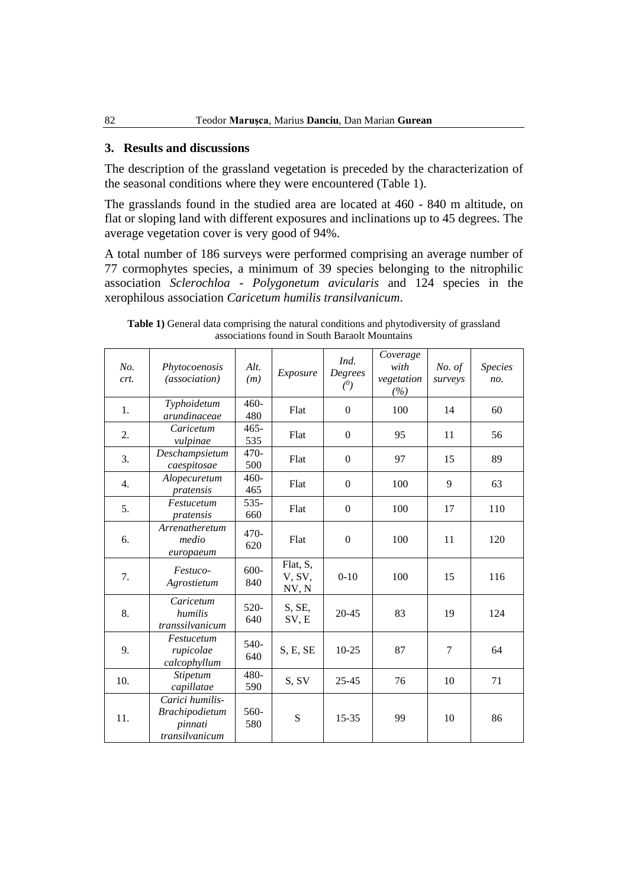## 3. Results and discussions

The description of the grassland vegetation is preceded by the characterization of the seasonal conditions where they were encountered (Table 1).

The grasslands found in the studied area are located at 460 - 840 m altitude, on flat or sloping land with different exposures and inclinations up to 45 degrees. The average vegetation cover is very good of 94%.

A total number of 186 surveys were performed comprising an average number of 77 cormophytes species, a minimum of 39 species belonging to the nitrophilic association *Sclerochloa - Polygonetum avicularis* and 124 species in the xerophilous association *Caricetum humilis transilvanicum*.

**Table 1)** General data comprising the natural conditions and phytodiversity of grassland associations found in South Baraolt Mountains

| *No. crt.* | *Phytocoenosis (association)* | *Alt. (m)* | *Exposure* | *Ind. Degrees ($^0$)* | *Coverage with vegetation (%)* | *No. of surveys* | *Species no.* |
|---|---|---|---|---|---|---|---|
| 1. | *Typhoidetum arundinaceae* | 460-480 | Flat | 0 | 100 | 14 | 60 |
| 2. | *Caricetum vulpinae* | 465-535 | Flat | 0 | 95 | 11 | 56 |
| 3. | *Deschampsietum caespitosae* | 470-500 | Flat | 0 | 97 | 15 | 89 |
| 4. | *Alopecuretum pratensis* | 460-465 | Flat | 0 | 100 | 9 | 63 |
| 5. | *Festucetum pratensis* | 535-660 | Flat | 0 | 100 | 17 | 110 |
| 6. | *Arrenatheretum medio europaeum* | 470-620 | Flat | 0 | 100 | 11 | 120 |
| 7. | *Festuco-Agrostietum* | 600-840 | Flat, S, V, SV, NV, N | 0-10 | 100 | 15 | 116 |
| 8. | *Caricetum humilis transsilvanicum* | 520-640 | S, SE, SV, E | 20-45 | 83 | 19 | 124 |
| 9. | *Festucetum rupicolae calcophyllum* | 540-640 | S, E, SE | 10-25 | 87 | 7 | 64 |
| 10. | *Stipetum capillatae* | 480-590 | S, SV | 25-45 | 76 | 10 | 71 |
| 11. | *Carici humilis-Brachipodietum pinnati transilvanicum* | 560-580 | S | 15-35 | 99 | 10 | 86 |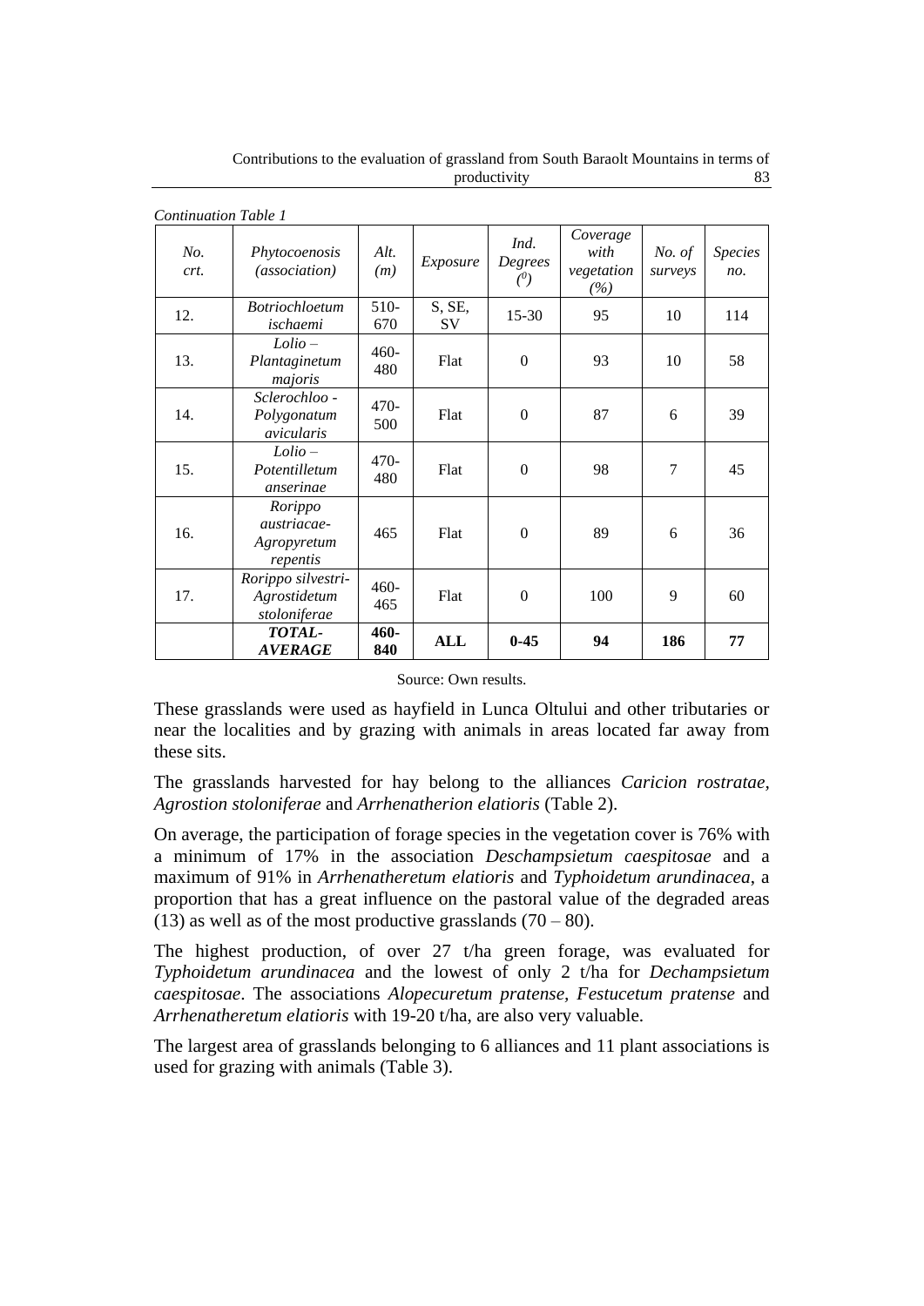*Continuation Table 1*

| *No. crt.* | *Phytocoenosis (association)* | *Alt. (m)* | *Exposure* | *Ind. Degrees ($^0$)* | *Coverage with vegetation (%)* | *No. of surveys* | *Species no.* |
|---|---|---|---|---|---|---|---|
| 12. | *Botriochloetum ischaemi* | 510-670 | S, SE, SV | 15-30 | 95 | 10 | 114 |
| 13. | *Lolio – Plantaginetum majoris* | 460-480 | Flat | 0 | 93 | 10 | 58 |
| 14. | *Sclerochloo - Polygonatum avicularis* | 470-500 | Flat | 0 | 87 | 6 | 39 |
| 15. | *Lolio – Potentilletum anserinae* | 470-480 | Flat | 0 | 98 | 7 | 45 |
| 16. | *Rorippo austriacae-Agropyretum repentis* | 465 | Flat | 0 | 89 | 6 | 36 |
| 17. | *Rorippo silvestri-Agrostidetum stoloniferae* | 460-465 | Flat | 0 | 100 | 9 | 60 |
| | ***TOTAL-AVERAGE*** | **460-840** | **ALL** | **0-45** | **94** | **186** | **77** |

Source: Own results.

These grasslands were used as hayfield in Lunca Oltului and other tributaries or near the localities and by grazing with animals in areas located far away from these sits.

The grasslands harvested for hay belong to the alliances *Caricion rostratae, Agrostion stoloniferae* and *Arrhenatherion elatioris* (Table 2).

On average, the participation of forage species in the vegetation cover is 76% with a minimum of 17% in the association *Deschampsietum caespitosae* and a maximum of 91% in *Arrhenatheretum elatioris* and *Typhoidetum arundinacea*, a proportion that has a great influence on the pastoral value of the degraded areas (13) as well as of the most productive grasslands (70 – 80).

The highest production, of over 27 t/ha green forage, was evaluated for *Typhoidetum arundinacea* and the lowest of only 2 t/ha for *Dechampsietum caespitosae*. The associations *Alopecuretum pratense, Festucetum pratense* and *Arrhenatheretum elatioris* with 19-20 t/ha, are also very valuable.

The largest area of grasslands belonging to 6 alliances and 11 plant associations is used for grazing with animals (Table 3).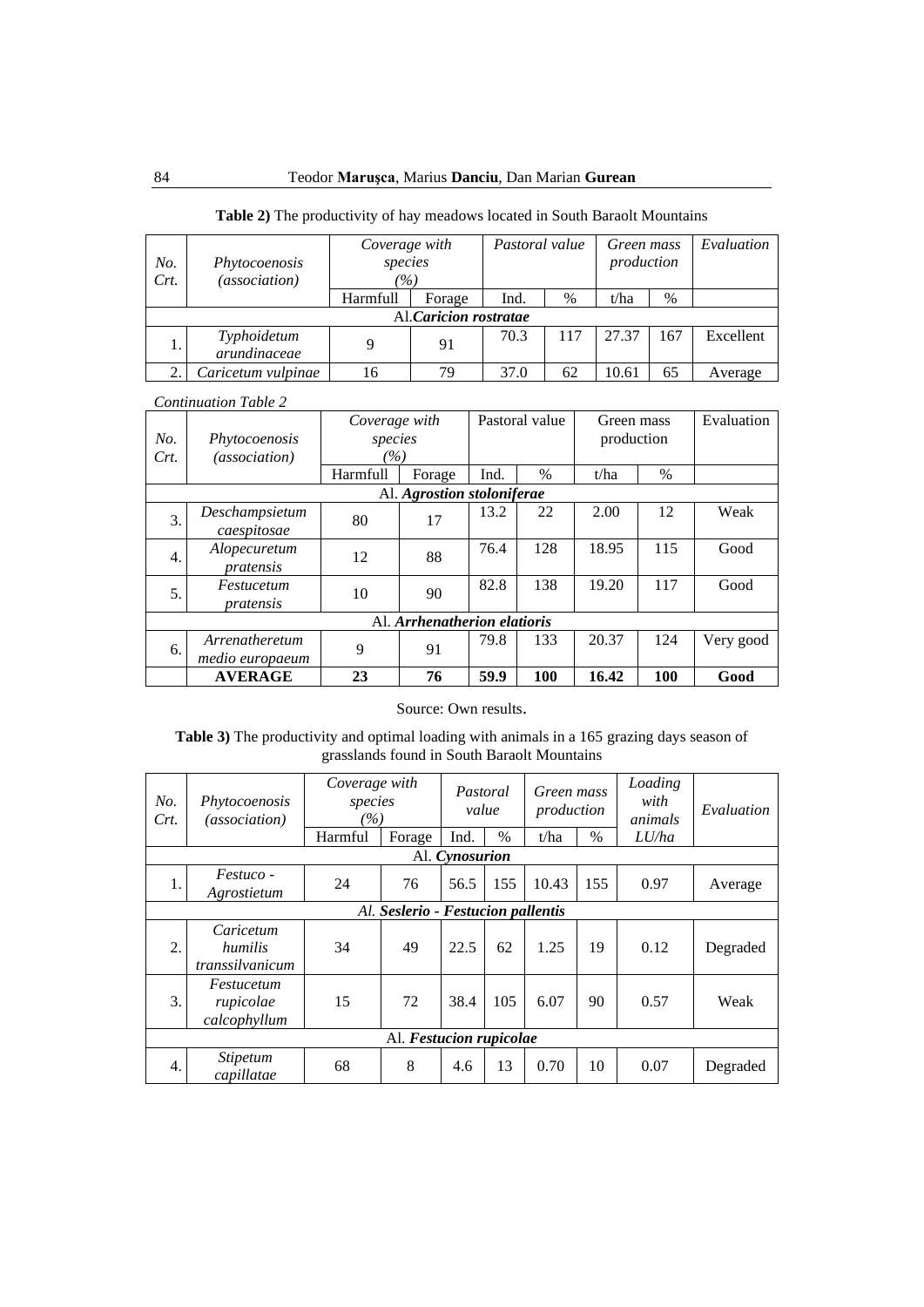**Table 2)** The productivity of hay meadows located in South Baraolt Mountains

| *No. Crt.* | *Phytocoenosis (association)* | *Coverage with species (%)* | | *Pastoral value* | | *Green mass production* | | *Evaluation* |
|---|---|---|---|---|---|---|---|---|
| | | Harmfull | Forage | Ind. | % | t/ha | % | |
| | | | | Al.***Caricion rostratae*** | | | | |
| 1. | *Typhoidetum arundinaceae* | 9 | 91 | 70.3 | 117 | 27.37 | 167 | Excellent |
| 2. | *Caricetum vulpinae* | 16 | 79 | 37.0 | 62 | 10.61 | 65 | Average |
| | | | | Al. ***Agrostion stoloniferae*** | | | | |
| 3. | *Deschampsietum caespitosae* | 80 | 17 | 13.2 | 22 | 2.00 | 12 | Weak |
| 4. | *Alopecuretum pratensis* | 12 | 88 | 76.4 | 128 | 18.95 | 115 | Good |
| 5. | *Festucetum pratensis* | 10 | 90 | 82.8 | 138 | 19.20 | 117 | Good |
| | | | | Al. ***Arrhenatherion elatioris*** | | | | |
| 6. | *Arrenatheretum medio europaeum* | 9 | 91 | 79.8 | 133 | 20.37 | 124 | Very good |
| | **AVERAGE** | **23** | **76** | **59.9** | **100** | **16.42** | **100** | **Good** |

Source: Own results.

**Table 3)** The productivity and optimal loading with animals in a 165 grazing days season of grasslands found in South Baraolt Mountains

| *No. Crt.* | *Phytocoenosis (association)* | *Coverage with species (%)* | | *Pastoral value* | | *Green mass production* | | *Loading with animals* | *Evaluation* |
|---|---|---|---|---|---|---|---|---|---|
| | | Harmful | Forage | Ind. | % | t/ha | % | *LU/ha* | |
| | | | | Al. ***Cynosurion*** | | | | | |
| 1. | *Festuco - Agrostietum* | 24 | 76 | 56.5 | 155 | 10.43 | 155 | 0.97 | Average |
| | | | | *Al. **Seslerio - Festucion pallentis*** | | | | | |
| 2. | *Caricetum humilis transsilvanicum* | 34 | 49 | 22.5 | 62 | 1.25 | 19 | 0.12 | Degraded |
| 3. | *Festucetum rupicolae calcophyllum* | 15 | 72 | 38.4 | 105 | 6.07 | 90 | 0.57 | Weak |
| | | | | Al. ***Festucion rupicolae*** | | | | | |
| 4. | *Stipetum capillatae* | 68 | 8 | 4.6 | 13 | 0.70 | 10 | 0.07 | Degraded |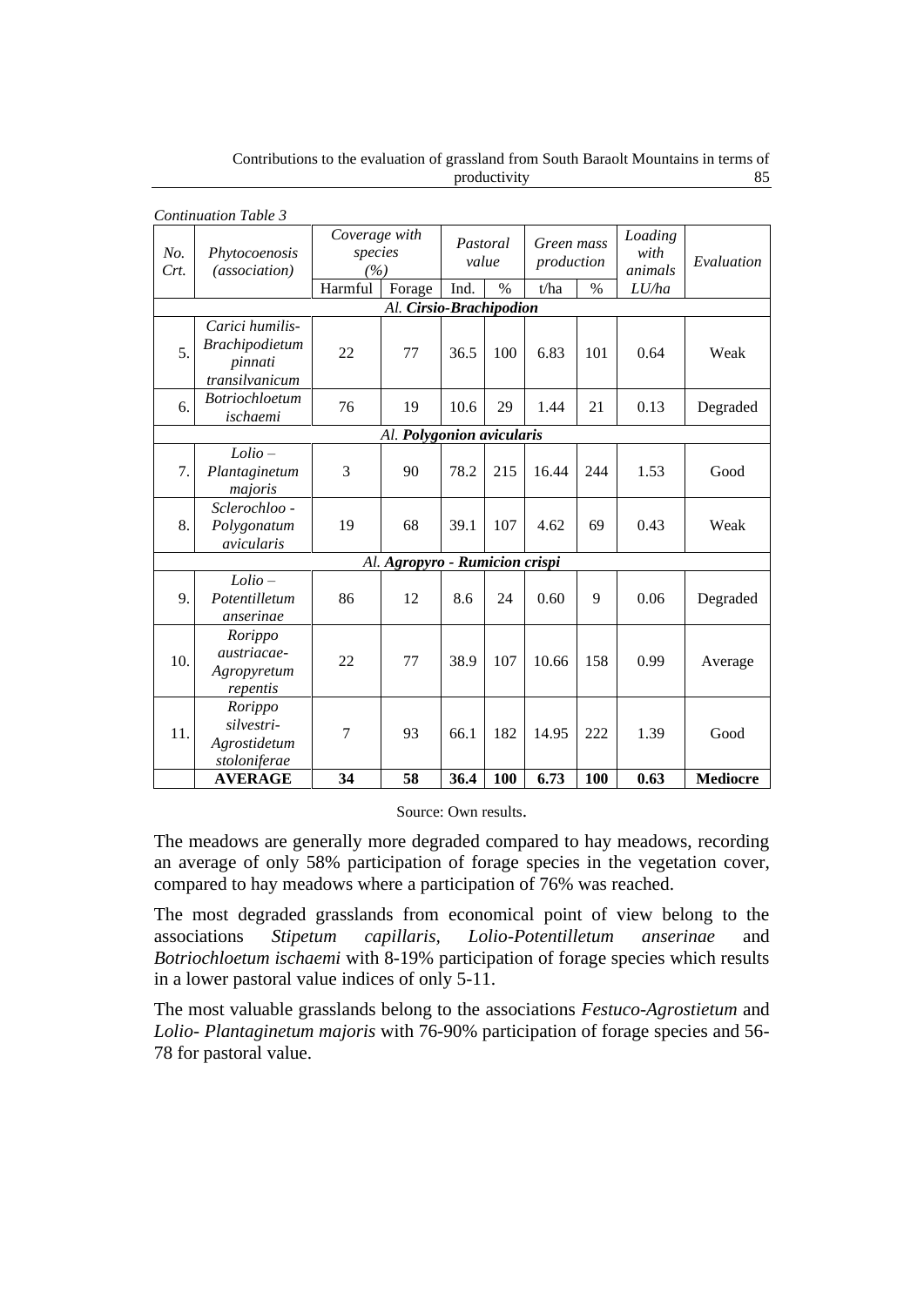*Continuation Table 3*

| No. Crt. | Phytocoenosis (association) | Coverage with species (%) | | Pastoral value | | Green mass production | | Loading with animals | Evaluation |
|---|---|---|---|---|---|---|---|---|---|
| | | Harmful | Forage | Ind. | % | t/ha | % | LU/ha | |
| | | | | *Al. **Cirsio-Brachipodion*** | | | | | |
| 5. | *Carici humilis-Brachipodietum pinnati transilvanicum* | 22 | 77 | 36.5 | 100 | 6.83 | 101 | 0.64 | Weak |
| 6. | *Botriochloetum ischaemi* | 76 | 19 | 10.6 | 29 | 1.44 | 21 | 0.13 | Degraded |
| | | | | *Al. **Polygonion avicularis*** | | | | | |
| 7. | *Lolio – Plantaginetum majoris* | 3 | 90 | 78.2 | 215 | 16.44 | 244 | 1.53 | Good |
| 8. | *Sclerochloo - Polygonatum avicularis* | 19 | 68 | 39.1 | 107 | 4.62 | 69 | 0.43 | Weak |
| | | | | *Al. **Agropyro - Rumicion crispi*** | | | | | |
| 9. | *Lolio – Potentilletum anserinae* | 86 | 12 | 8.6 | 24 | 0.60 | 9 | 0.06 | Degraded |
| 10. | *Rorippo austriacae-Agropyretum repentis* | 22 | 77 | 38.9 | 107 | 10.66 | 158 | 0.99 | Average |
| 11. | *Rorippo silvestri-Agrostidetum stoloniferae* | 7 | 93 | 66.1 | 182 | 14.95 | 222 | 1.39 | Good |
| | **AVERAGE** | **34** | **58** | **36.4** | **100** | **6.73** | **100** | **0.63** | **Mediocre** |

Source: Own results.

The meadows are generally more degraded compared to hay meadows, recording an average of only 58% participation of forage species in the vegetation cover, compared to hay meadows where a participation of 76% was reached.

The most degraded grasslands from economical point of view belong to the associations *Stipetum capillaris*, *Lolio-Potentilletum anserinae* and *Botriochloetum ischaemi* with 8-19% participation of forage species which results in a lower pastoral value indices of only 5-11.

The most valuable grasslands belong to the associations *Festuco-Agrostietum* and *Lolio- Plantaginetum majoris* with 76-90% participation of forage species and 56-78 for pastoral value.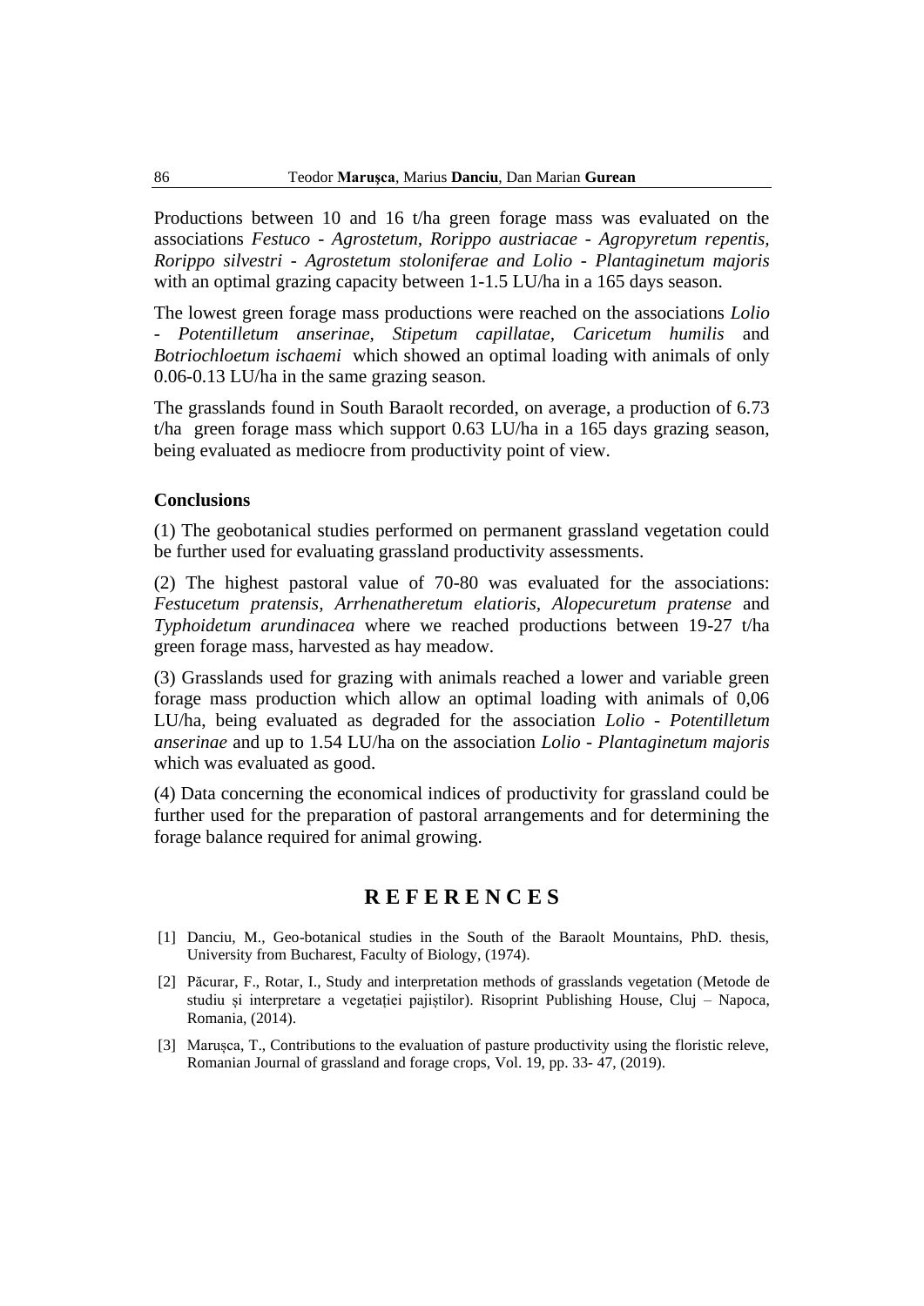Productions between 10 and 16 t/ha green forage mass was evaluated on the associations *Festuco - Agrostetum*, *Rorippo austriacae - Agropyretum repentis*, *Rorippo silvestri - Agrostetum stoloniferae and Lolio - Plantaginetum majoris* with an optimal grazing capacity between 1-1.5 LU/ha in a 165 days season.

The lowest green forage mass productions were reached on the associations *Lolio - Potentilletum anserinae*, *Stipetum capillatae*, *Caricetum humilis* and *Botriochloetum ischaemi* which showed an optimal loading with animals of only 0.06-0.13 LU/ha in the same grazing season.

The grasslands found in South Baraolt recorded, on average, a production of 6.73 t/ha green forage mass which support 0.63 LU/ha in a 165 days grazing season, being evaluated as mediocre from productivity point of view.

### Conclusions

(1) The geobotanical studies performed on permanent grassland vegetation could be further used for evaluating grassland productivity assessments.

(2) The highest pastoral value of 70-80 was evaluated for the associations: *Festucetum pratensis*, *Arrhenatheretum elatioris*, *Alopecuretum pratense* and *Typhoidetum arundinacea* where we reached productions between 19-27 t/ha green forage mass, harvested as hay meadow.

(3) Grasslands used for grazing with animals reached a lower and variable green forage mass production which allow an optimal loading with animals of 0,06 LU/ha, being evaluated as degraded for the association *Lolio - Potentilletum anserinae* and up to 1.54 LU/ha on the association *Lolio - Plantaginetum majoris* which was evaluated as good.

(4) Data concerning the economical indices of productivity for grassland could be further used for the preparation of pastoral arrangements and for determining the forage balance required for animal growing.

## R E F E R E N C E S

[1] Danciu, M., Geo-botanical studies in the South of the Baraolt Mountains, PhD. thesis, University from Bucharest, Faculty of Biology, (1974).

[2] Păcurar, F., Rotar, I., Study and interpretation methods of grasslands vegetation (Metode de studiu și interpretare a vegetației pajiștilor). Risoprint Publishing House, Cluj – Napoca, Romania, (2014).

[3] Marușca, T., Contributions to the evaluation of pasture productivity using the floristic releve, Romanian Journal of grassland and forage crops, Vol. 19, pp. 33- 47, (2019).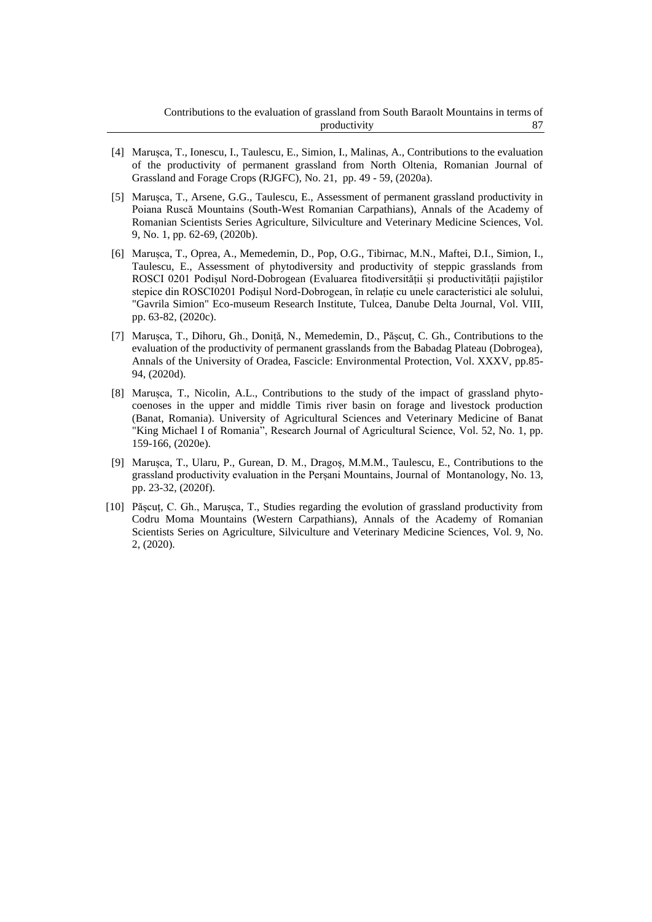[4] Marușca, T., Ionescu, I., Taulescu, E., Simion, I., Malinas, A., Contributions to the evaluation of the productivity of permanent grassland from North Oltenia, Romanian Journal of Grassland and Forage Crops (RJGFC), No. 21, pp. 49 - 59, (2020a).

[5] Marușca, T., Arsene, G.G., Taulescu, E., Assessment of permanent grassland productivity in Poiana Ruscă Mountains (South-West Romanian Carpathians), Annals of the Academy of Romanian Scientists Series Agriculture, Silviculture and Veterinary Medicine Sciences, Vol. 9, No. 1, pp. 62-69, (2020b).

[6] Marușca, T., Oprea, A., Memedemin, D., Pop, O.G., Tibirnac, M.N., Maftei, D.I., Simion, I., Taulescu, E., Assessment of phytodiversity and productivity of steppic grasslands from ROSCI 0201 Podișul Nord-Dobrogean (Evaluarea fitodiversității și productivității pajiștilor stepice din ROSCI0201 Podișul Nord-Dobrogean, în relație cu unele caracteristici ale solului, "Gavrila Simion" Eco-museum Research Institute, Tulcea, Danube Delta Journal, Vol. VIII, pp. 63-82, (2020c).

[7] Marușca, T., Dihoru, Gh., Doniță, N., Memedemin, D., Pășcuț, C. Gh., Contributions to the evaluation of the productivity of permanent grasslands from the Babadag Plateau (Dobrogea), Annals of the University of Oradea, Fascicle: Environmental Protection, Vol. XXXV, pp.85-94, (2020d).

[8] Marușca, T., Nicolin, A.L., Contributions to the study of the impact of grassland phyto-coenoses in the upper and middle Timis river basin on forage and livestock production (Banat, Romania). University of Agricultural Sciences and Veterinary Medicine of Banat "King Michael I of Romania", Research Journal of Agricultural Science, Vol. 52, No. 1, pp. 159-166, (2020e).

[9] Marușca, T., Ularu, P., Gurean, D. M., Dragoş, M.M.M., Taulescu, E., Contributions to the grassland productivity evaluation in the Perșani Mountains, Journal of Montanology, No. 13, pp. 23-32, (2020f).

[10] Pășcuț, C. Gh., Marușca, T., Studies regarding the evolution of grassland productivity from Codru Moma Mountains (Western Carpathians), Annals of the Academy of Romanian Scientists Series on Agriculture, Silviculture and Veterinary Medicine Sciences, Vol. 9, No. 2, (2020).